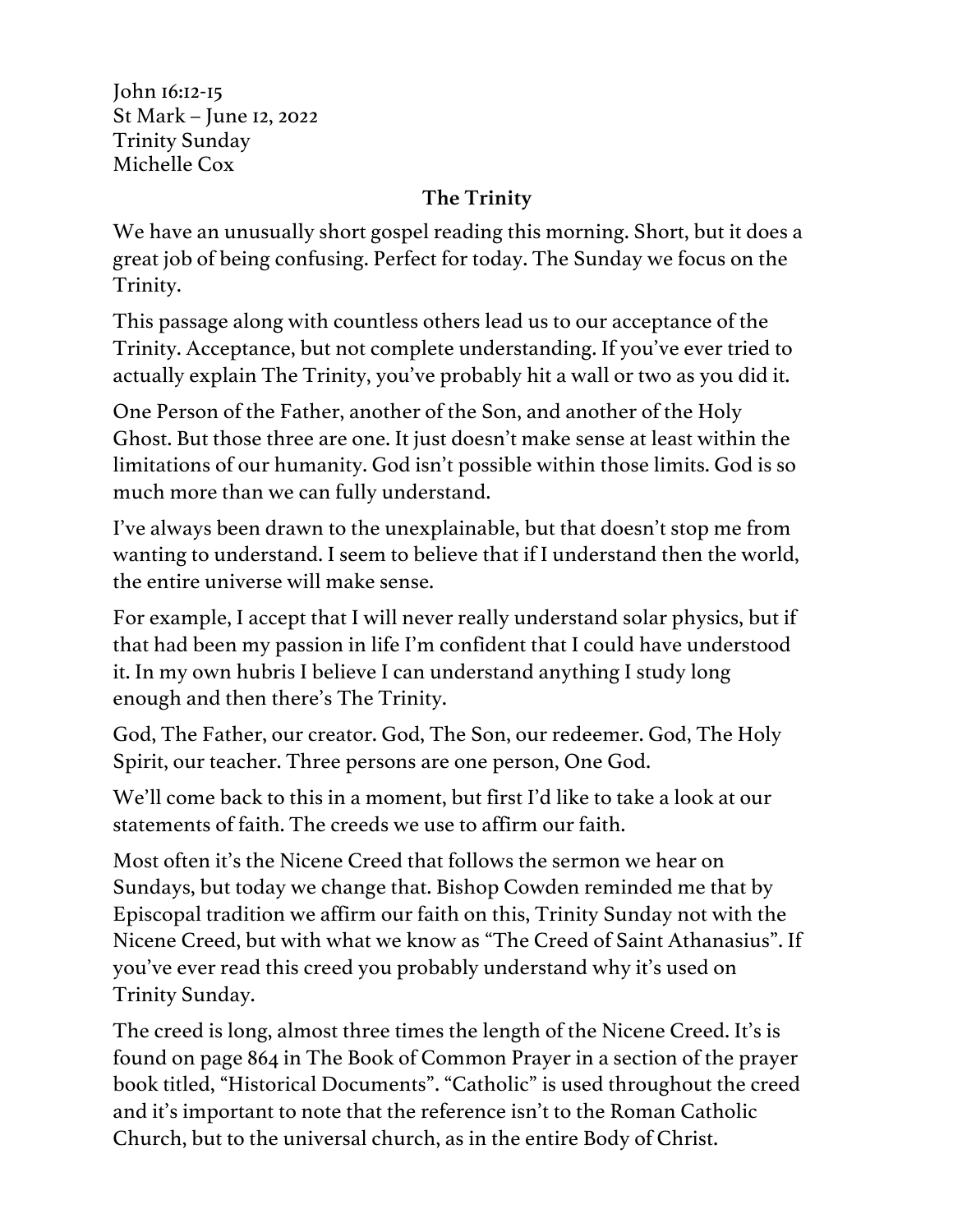John 16:12-15
St Mark – June 12, 2022
Trinity Sunday
Michelle Cox

# The Trinity

We have an unusually short gospel reading this morning. Short, but it does a great job of being confusing. Perfect for today. The Sunday we focus on the Trinity.

This passage along with countless others lead us to our acceptance of the Trinity. Acceptance, but not complete understanding. If you've ever tried to actually explain The Trinity, you've probably hit a wall or two as you did it.

One Person of the Father, another of the Son, and another of the Holy Ghost. But those three are one. It just doesn't make sense at least within the limitations of our humanity. God isn't possible within those limits. God is so much more than we can fully understand.

I've always been drawn to the unexplainable, but that doesn't stop me from wanting to understand. I seem to believe that if I understand then the world, the entire universe will make sense.

For example, I accept that I will never really understand solar physics, but if that had been my passion in life I'm confident that I could have understood it. In my own hubris I believe I can understand anything I study long enough and then there's The Trinity.

God, The Father, our creator. God, The Son, our redeemer. God, The Holy Spirit, our teacher. Three persons are one person, One God.

We'll come back to this in a moment, but first I'd like to take a look at our statements of faith. The creeds we use to affirm our faith.

Most often it's the Nicene Creed that follows the sermon we hear on Sundays, but today we change that. Bishop Cowden reminded me that by Episcopal tradition we affirm our faith on this, Trinity Sunday not with the Nicene Creed, but with what we know as "The Creed of Saint Athanasius". If you've ever read this creed you probably understand why it's used on Trinity Sunday.

The creed is long, almost three times the length of the Nicene Creed. It's is found on page 864 in The Book of Common Prayer in a section of the prayer book titled, "Historical Documents". "Catholic" is used throughout the creed and it's important to note that the reference isn't to the Roman Catholic Church, but to the universal church, as in the entire Body of Christ.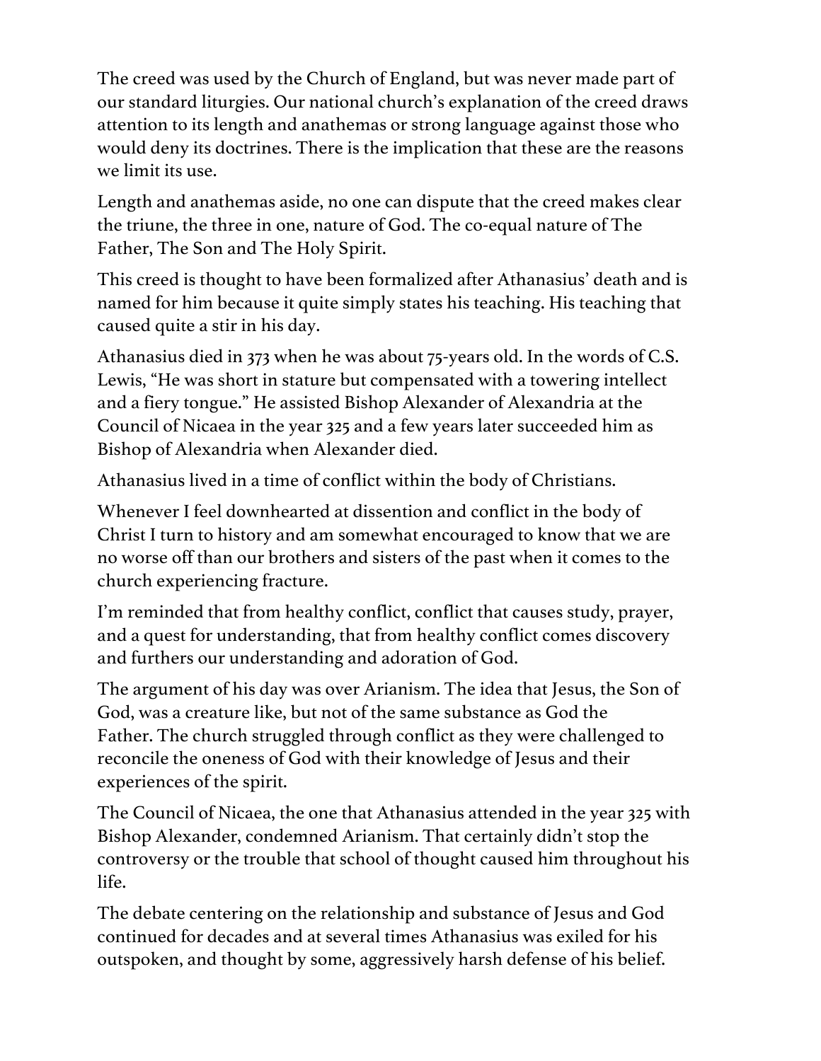The creed was used by the Church of England, but was never made part of our standard liturgies. Our national church's explanation of the creed draws attention to its length and anathemas or strong language against those who would deny its doctrines. There is the implication that these are the reasons we limit its use.

Length and anathemas aside, no one can dispute that the creed makes clear the triune, the three in one, nature of God. The co-equal nature of The Father, The Son and The Holy Spirit.

This creed is thought to have been formalized after Athanasius' death and is named for him because it quite simply states his teaching. His teaching that caused quite a stir in his day.

Athanasius died in 373 when he was about 75-years old. In the words of C.S. Lewis, "He was short in stature but compensated with a towering intellect and a fiery tongue." He assisted Bishop Alexander of Alexandria at the Council of Nicaea in the year 325 and a few years later succeeded him as Bishop of Alexandria when Alexander died.

Athanasius lived in a time of conflict within the body of Christians.

Whenever I feel downhearted at dissention and conflict in the body of Christ I turn to history and am somewhat encouraged to know that we are no worse off than our brothers and sisters of the past when it comes to the church experiencing fracture.

I'm reminded that from healthy conflict, conflict that causes study, prayer, and a quest for understanding, that from healthy conflict comes discovery and furthers our understanding and adoration of God.

The argument of his day was over Arianism. The idea that Jesus, the Son of God, was a creature like, but not of the same substance as God the Father. The church struggled through conflict as they were challenged to reconcile the oneness of God with their knowledge of Jesus and their experiences of the spirit.

The Council of Nicaea, the one that Athanasius attended in the year 325 with Bishop Alexander, condemned Arianism. That certainly didn't stop the controversy or the trouble that school of thought caused him throughout his life.

The debate centering on the relationship and substance of Jesus and God continued for decades and at several times Athanasius was exiled for his outspoken, and thought by some, aggressively harsh defense of his belief.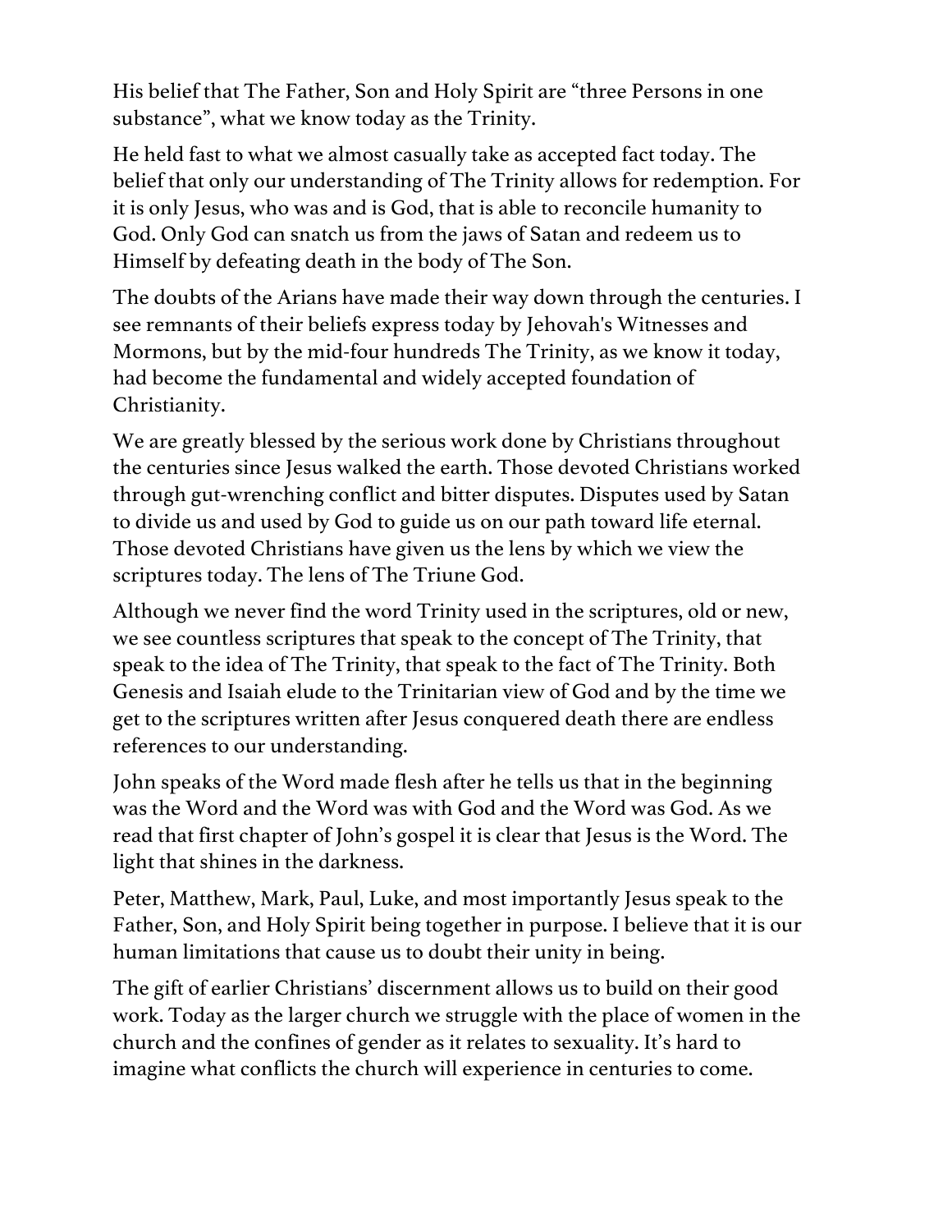His belief that The Father, Son and Holy Spirit are “three Persons in one substance”, what we know today as the Trinity.

He held fast to what we almost casually take as accepted fact today. The belief that only our understanding of The Trinity allows for redemption. For it is only Jesus, who was and is God, that is able to reconcile humanity to God. Only God can snatch us from the jaws of Satan and redeem us to Himself by defeating death in the body of The Son.

The doubts of the Arians have made their way down through the centuries. I see remnants of their beliefs express today by Jehovah's Witnesses and Mormons, but by the mid-four hundreds The Trinity, as we know it today, had become the fundamental and widely accepted foundation of Christianity.

We are greatly blessed by the serious work done by Christians throughout the centuries since Jesus walked the earth. Those devoted Christians worked through gut-wrenching conflict and bitter disputes. Disputes used by Satan to divide us and used by God to guide us on our path toward life eternal. Those devoted Christians have given us the lens by which we view the scriptures today. The lens of The Triune God.

Although we never find the word Trinity used in the scriptures, old or new, we see countless scriptures that speak to the concept of The Trinity, that speak to the idea of The Trinity, that speak to the fact of The Trinity. Both Genesis and Isaiah elude to the Trinitarian view of God and by the time we get to the scriptures written after Jesus conquered death there are endless references to our understanding.

John speaks of the Word made flesh after he tells us that in the beginning was the Word and the Word was with God and the Word was God. As we read that first chapter of John’s gospel it is clear that Jesus is the Word. The light that shines in the darkness.

Peter, Matthew, Mark, Paul, Luke, and most importantly Jesus speak to the Father, Son, and Holy Spirit being together in purpose. I believe that it is our human limitations that cause us to doubt their unity in being.

The gift of earlier Christians’ discernment allows us to build on their good work. Today as the larger church we struggle with the place of women in the church and the confines of gender as it relates to sexuality. It’s hard to imagine what conflicts the church will experience in centuries to come.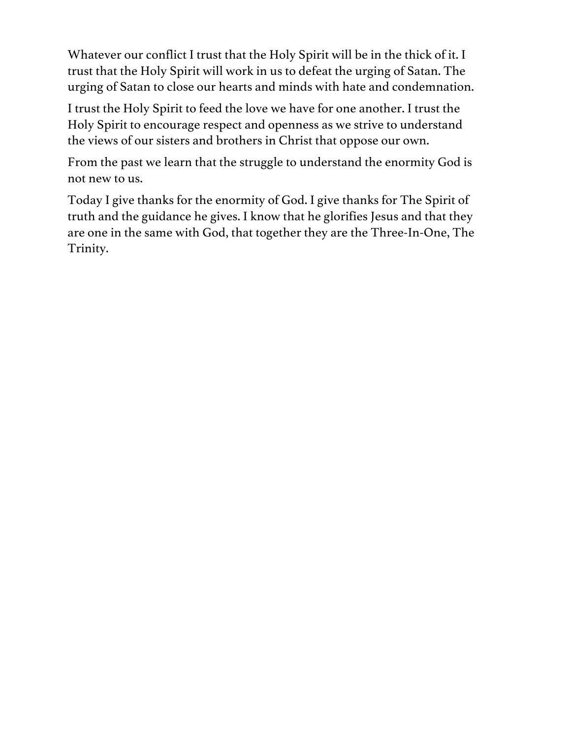Whatever our conflict I trust that the Holy Spirit will be in the thick of it. I trust that the Holy Spirit will work in us to defeat the urging of Satan. The urging of Satan to close our hearts and minds with hate and condemnation.

I trust the Holy Spirit to feed the love we have for one another. I trust the Holy Spirit to encourage respect and openness as we strive to understand the views of our sisters and brothers in Christ that oppose our own.

From the past we learn that the struggle to understand the enormity God is not new to us.

Today I give thanks for the enormity of God. I give thanks for The Spirit of truth and the guidance he gives. I know that he glorifies Jesus and that they are one in the same with God, that together they are the Three-In-One, The Trinity.